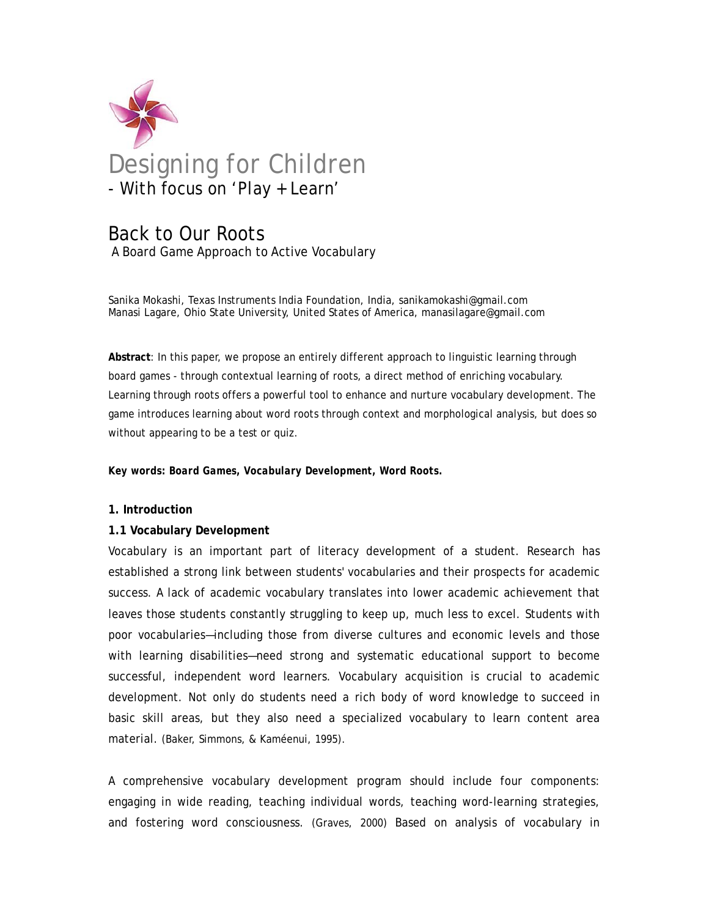# Designing for Children

- With focus on 'Play + Learn'

## Back to Our Roots

A Board Game Approach to Active Vocabulary

Sanika Mokashi, Texas Instruments India Foundation, India, sanikamokashi@gmail.com
Manasi Lagare, Ohio State University, United States of America, manasilagare@gmail.com

**Abstract**: In this paper, we propose an entirely different approach to linguistic learning through board games - through contextual learning of roots, a direct method of enriching vocabulary. Learning through roots offers a powerful tool to enhance and nurture vocabulary development. The game introduces learning about word roots through context and morphological analysis, but does so without appearing to be a test or quiz.

**Key words: *Board Games, Vocabulary Development, Word Roots.***

### 1. Introduction

#### 1.1 Vocabulary Development

Vocabulary is an important part of literacy development of a student. Research has established a strong link between students' vocabularies and their prospects for academic success. A lack of academic vocabulary translates into lower academic achievement that leaves those students constantly struggling to keep up, much less to excel. Students with poor vocabularies—including those from diverse cultures and economic levels and those with learning disabilities—need strong and systematic educational support to become successful, independent word learners. Vocabulary acquisition is crucial to academic development. Not only do students need a rich body of word knowledge to succeed in basic skill areas, but they also need a specialized vocabulary to learn content area material. (Baker, Simmons, & Kaméenui, 1995).

A comprehensive vocabulary development program should include four components: engaging in wide reading, teaching individual words, teaching word-learning strategies, and fostering word consciousness. (Graves, 2000) Based on analysis of vocabulary in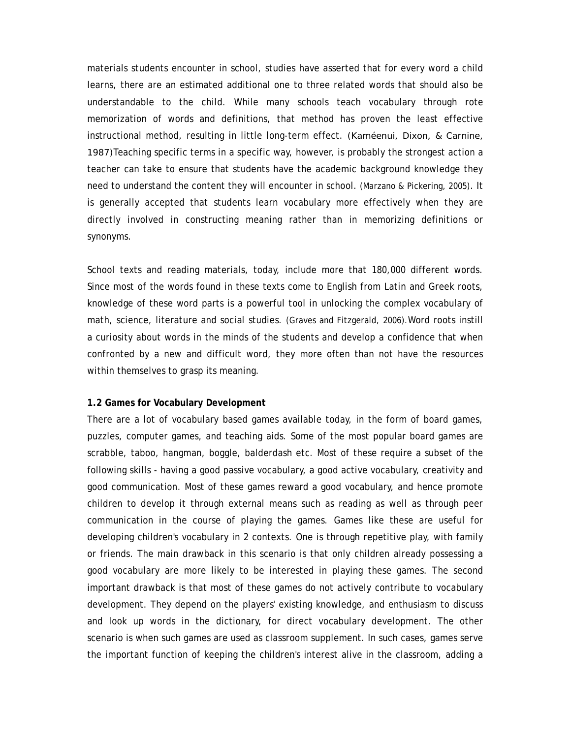materials students encounter in school, studies have asserted that for every word a child learns, there are an estimated additional one to three related words that should also be understandable to the child. While many schools teach vocabulary through rote memorization of words and definitions, that method has proven the least effective instructional method, resulting in little long-term effect. (Kaméenui, Dixon, & Carnine, 1987)Teaching specific terms in a specific way, however, is probably the strongest action a teacher can take to ensure that students have the academic background knowledge they need to understand the content they will encounter in school. (Marzano & Pickering, 2005). It is generally accepted that students learn vocabulary more effectively when they are directly involved in constructing meaning rather than in memorizing definitions or synonyms.

School texts and reading materials, today, include more that 180,000 different words. Since most of the words found in these texts come to English from Latin and Greek roots, knowledge of these word parts is a powerful tool in unlocking the complex vocabulary of math, science, literature and social studies. (Graves and Fitzgerald, 2006).Word roots instill a curiosity about words in the minds of the students and develop a confidence that when confronted by a new and difficult word, they more often than not have the resources within themselves to grasp its meaning.

### 1.2 Games for Vocabulary Development

There are a lot of vocabulary based games available today, in the form of board games, puzzles, computer games, and teaching aids. Some of the most popular board games are scrabble, taboo, hangman, boggle, balderdash etc. Most of these require a subset of the following skills - having a good passive vocabulary, a good active vocabulary, creativity and good communication. Most of these games reward a good vocabulary, and hence promote children to develop it through external means such as reading as well as through peer communication in the course of playing the games. Games like these are useful for developing children's vocabulary in 2 contexts. One is through repetitive play, with family or friends. The main drawback in this scenario is that only children already possessing a good vocabulary are more likely to be interested in playing these games. The second important drawback is that most of these games do not actively contribute to vocabulary development. They depend on the players' existing knowledge, and enthusiasm to discuss and look up words in the dictionary, for direct vocabulary development. The other scenario is when such games are used as classroom supplement. In such cases, games serve the important function of keeping the children's interest alive in the classroom, adding a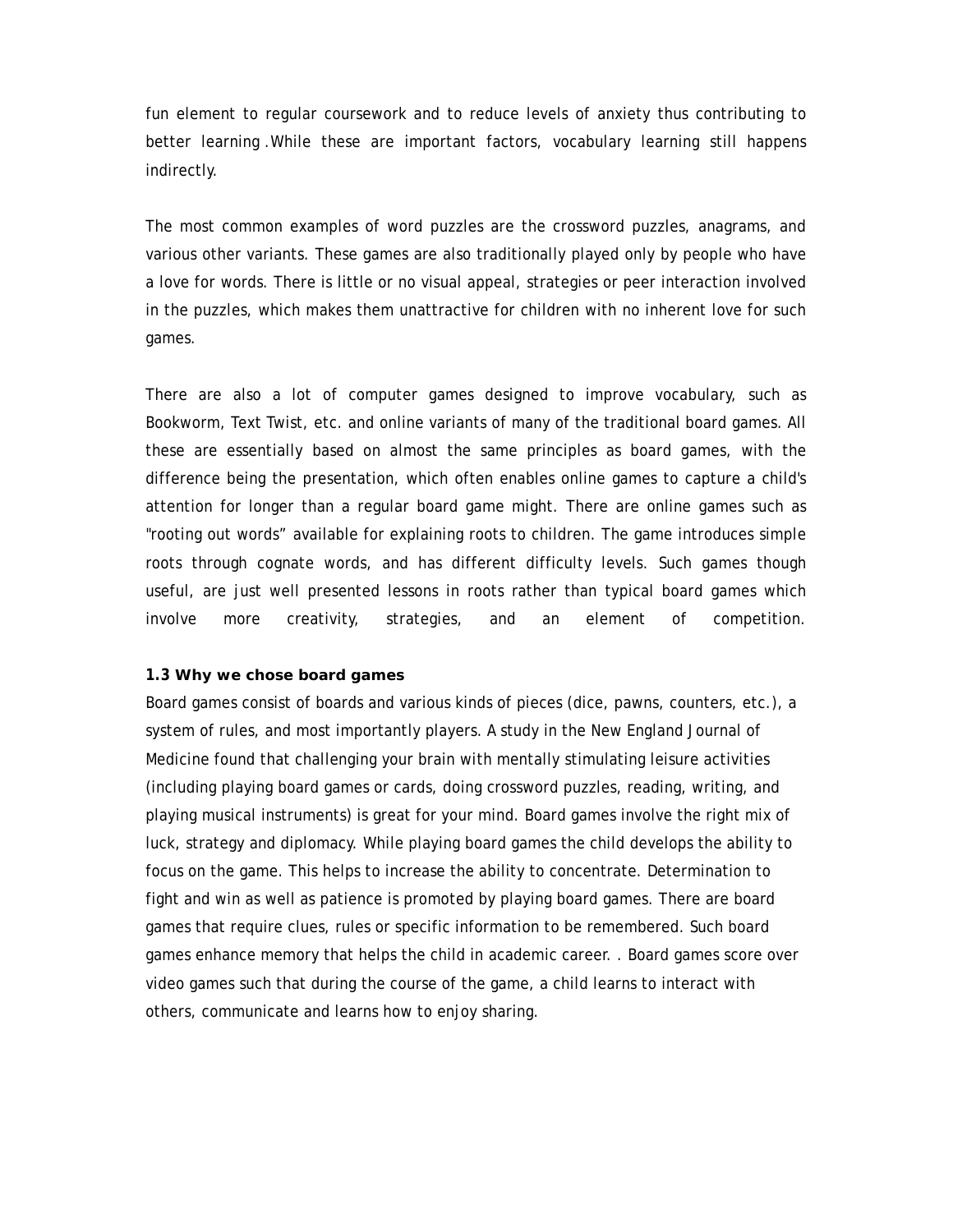fun element to regular coursework and to reduce levels of anxiety thus contributing to better learning .While these are important factors, vocabulary learning still happens indirectly.

The most common examples of word puzzles are the crossword puzzles, anagrams, and various other variants. These games are also traditionally played only by people who have a love for words. There is little or no visual appeal, strategies or peer interaction involved in the puzzles, which makes them unattractive for children with no inherent love for such games.

There are also a lot of computer games designed to improve vocabulary, such as Bookworm, Text Twist, etc. and online variants of many of the traditional board games. All these are essentially based on almost the same principles as board games, with the difference being the presentation, which often enables online games to capture a child's attention for longer than a regular board game might. There are online games such as "rooting out words" available for explaining roots to children. The game introduces simple roots through cognate words, and has different difficulty levels. Such games though useful, are just well presented lessons in roots rather than typical board games which involve more creativity, strategies, and an element of competition.

### 1.3 Why we chose board games

Board games consist of boards and various kinds of pieces (dice, pawns, counters, etc.), a system of rules, and most importantly players. A study in the New England Journal of Medicine found that challenging your brain with mentally stimulating leisure activities (including playing board games or cards, doing crossword puzzles, reading, writing, and playing musical instruments) is great for your mind. Board games involve the right mix of luck, strategy and diplomacy. While playing board games the child develops the ability to focus on the game. This helps to increase the ability to concentrate. Determination to fight and win as well as patience is promoted by playing board games. There are board games that require clues, rules or specific information to be remembered. Such board games enhance memory that helps the child in academic career. . Board games score over video games such that during the course of the game, a child learns to interact with others, communicate and learns how to enjoy sharing.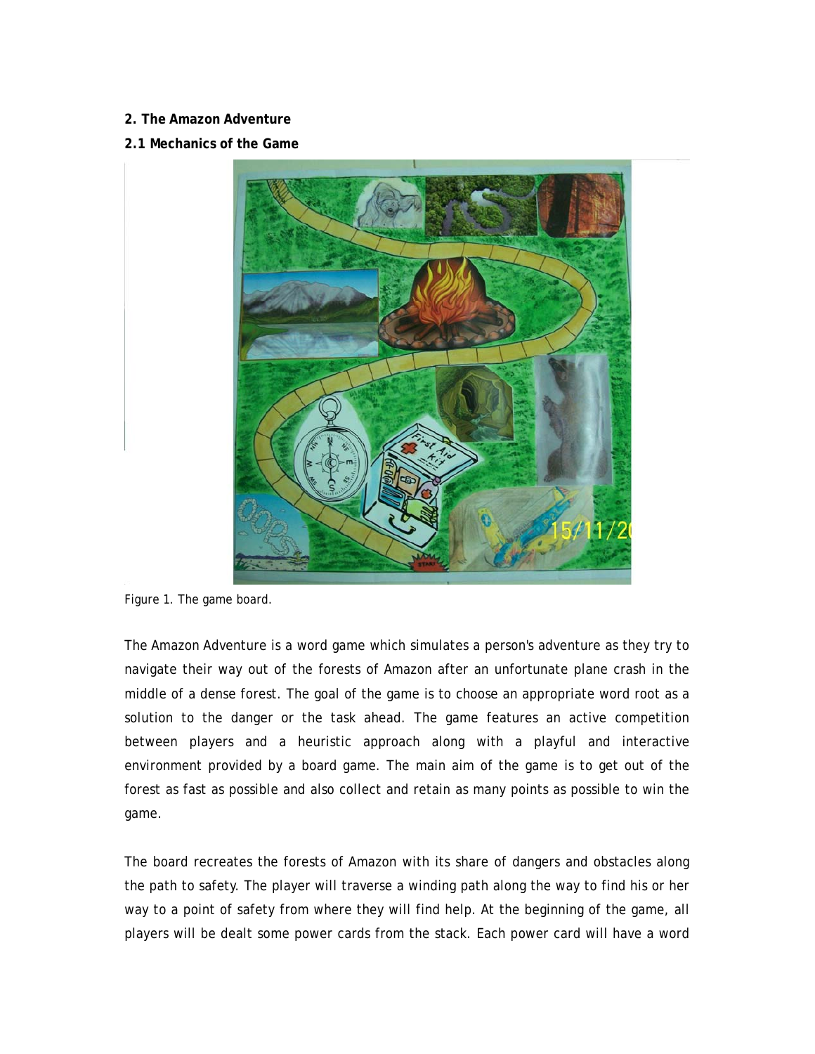**2. The Amazon Adventure**

**2.1 Mechanics of the Game**

Figure 1. The game board.

The Amazon Adventure is a word game which simulates a person's adventure as they try to navigate their way out of the forests of Amazon after an unfortunate plane crash in the middle of a dense forest. The goal of the game is to choose an appropriate word root as a solution to the danger or the task ahead. The game features an active competition between players and a heuristic approach along with a playful and interactive environment provided by a board game. The main aim of the game is to get out of the forest as fast as possible and also collect and retain as many points as possible to win the game.

The board recreates the forests of Amazon with its share of dangers and obstacles along the path to safety. The player will traverse a winding path along the way to find his or her way to a point of safety from where they will find help. At the beginning of the game, all players will be dealt some power cards from the stack. Each power card will have a word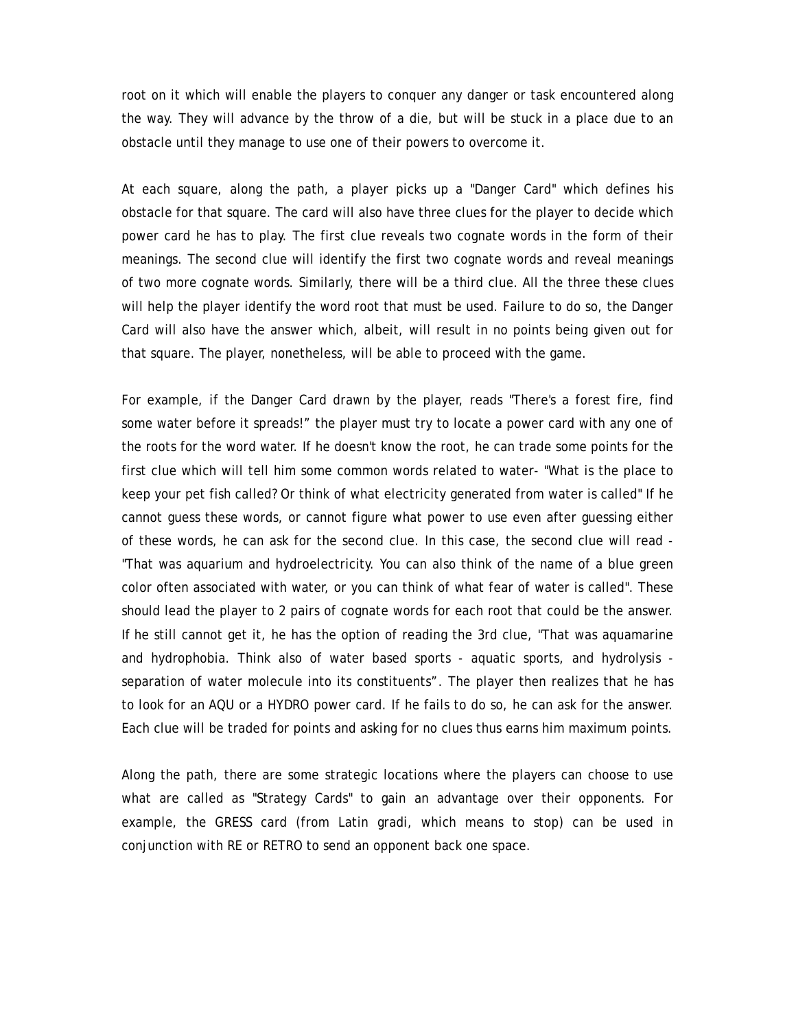root on it which will enable the players to conquer any danger or task encountered along the way. They will advance by the throw of a die, but will be stuck in a place due to an obstacle until they manage to use one of their powers to overcome it.

At each square, along the path, a player picks up a "Danger Card" which defines his obstacle for that square. The card will also have three clues for the player to decide which power card he has to play. The first clue reveals two cognate words in the form of their meanings. The second clue will identify the first two cognate words and reveal meanings of two more cognate words. Similarly, there will be a third clue. All the three these clues will help the player identify the word root that must be used. Failure to do so, the Danger Card will also have the answer which, albeit, will result in no points being given out for that square. The player, nonetheless, will be able to proceed with the game.

For example, if the Danger Card drawn by the player, reads "There's a forest fire, find some water before it spreads!" the player must try to locate a power card with any one of the roots for the word water. If he doesn't know the root, he can trade some points for the first clue which will tell him some common words related to water- "What is the place to keep your pet fish called? Or think of what electricity generated from water is called" If he cannot guess these words, or cannot figure what power to use even after guessing either of these words, he can ask for the second clue. In this case, the second clue will read - "That was aquarium and hydroelectricity. You can also think of the name of a blue green color often associated with water, or you can think of what fear of water is called". These should lead the player to 2 pairs of cognate words for each root that could be the answer. If he still cannot get it, he has the option of reading the 3rd clue, "That was aquamarine and hydrophobia. Think also of water based sports - aquatic sports, and hydrolysis - separation of water molecule into its constituents". The player then realizes that he has to look for an AQU or a HYDRO power card. If he fails to do so, he can ask for the answer. Each clue will be traded for points and asking for no clues thus earns him maximum points.

Along the path, there are some strategic locations where the players can choose to use what are called as "Strategy Cards" to gain an advantage over their opponents. For example, the GRESS card (from Latin gradi, which means to stop) can be used in conjunction with RE or RETRO to send an opponent back one space.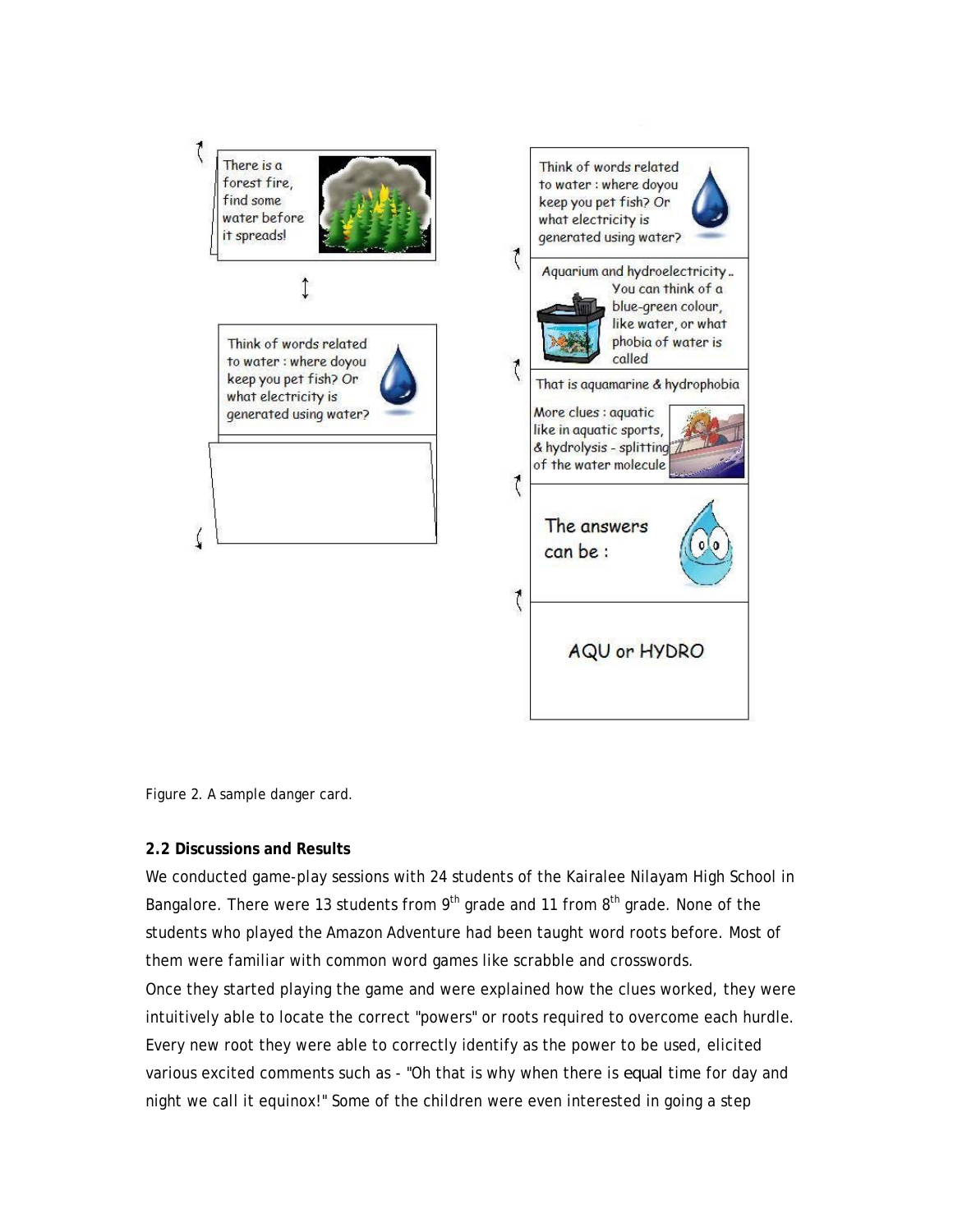There is a forest fire, find some water before it spreads!

Think of words related to water : where doyou keep you pet fish? Or what electricity is generated using water?

Think of words related to water : where doyou keep you pet fish? Or what electricity is generated using water?

Aquarium and hydroelectricity.. You can think of a blue-green colour, like water, or what phobia of water is called

That is aquamarine & hydrophobia

More clues : aquatic like in aquatic sports, & hydrolysis - splitting of the water molecule

The answers can be :

AQU or HYDRO

Figure 2. A sample danger card.

**2.2 Discussions and Results**

We conducted game-play sessions with 24 students of the Kairalee Nilayam High School in Bangalore. There were 13 students from 9th grade and 11 from 8th grade. None of the students who played the Amazon Adventure had been taught word roots before. Most of them were familiar with common word games like scrabble and crosswords.

Once they started playing the game and were explained how the clues worked, they were intuitively able to locate the correct "powers" or roots required to overcome each hurdle. Every new root they were able to correctly identify as the power to be used, elicited various excited comments such as - "Oh that is why when there is equal time for day and night we call it equinox!" Some of the children were even interested in going a step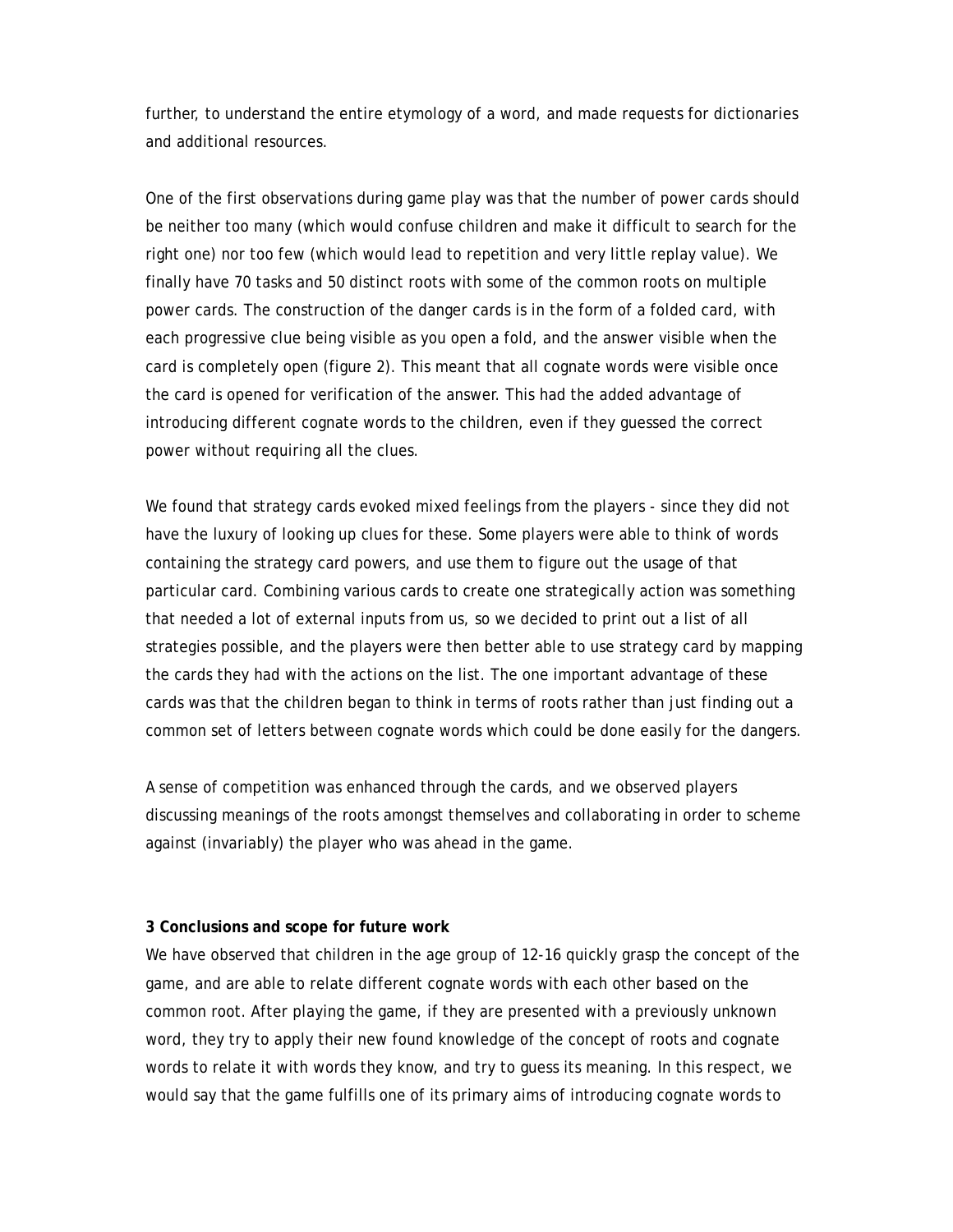further, to understand the entire etymology of a word, and made requests for dictionaries and additional resources.

One of the first observations during game play was that the number of power cards should be neither too many (which would confuse children and make it difficult to search for the right one) nor too few (which would lead to repetition and very little replay value). We finally have 70 tasks and 50 distinct roots with some of the common roots on multiple power cards. The construction of the danger cards is in the form of a folded card, with each progressive clue being visible as you open a fold, and the answer visible when the card is completely open (figure 2). This meant that all cognate words were visible once the card is opened for verification of the answer. This had the added advantage of introducing different cognate words to the children, even if they guessed the correct power without requiring all the clues.

We found that strategy cards evoked mixed feelings from the players - since they did not have the luxury of looking up clues for these. Some players were able to think of words containing the strategy card powers, and use them to figure out the usage of that particular card. Combining various cards to create one strategically action was something that needed a lot of external inputs from us, so we decided to print out a list of all strategies possible, and the players were then better able to use strategy card by mapping the cards they had with the actions on the list. The one important advantage of these cards was that the children began to think in terms of roots rather than just finding out a common set of letters between cognate words which could be done easily for the dangers.

A sense of competition was enhanced through the cards, and we observed players discussing meanings of the roots amongst themselves and collaborating in order to scheme against (invariably) the player who was ahead in the game.

**3 Conclusions and scope for future work**

We have observed that children in the age group of 12-16 quickly grasp the concept of the game, and are able to relate different cognate words with each other based on the common root. After playing the game, if they are presented with a previously unknown word, they try to apply their new found knowledge of the concept of roots and cognate words to relate it with words they know, and try to guess its meaning. In this respect, we would say that the game fulfills one of its primary aims of introducing cognate words to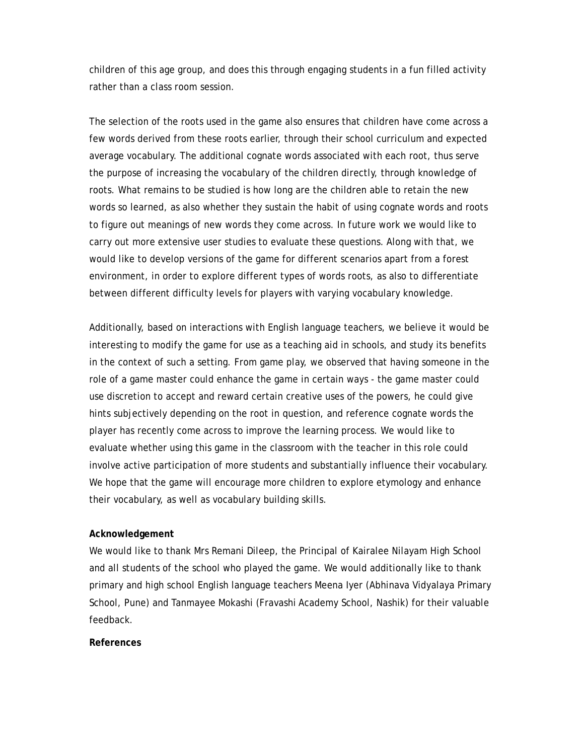children of this age group, and does this through engaging students in a fun filled activity rather than a class room session.

The selection of the roots used in the game also ensures that children have come across a few words derived from these roots earlier, through their school curriculum and expected average vocabulary. The additional cognate words associated with each root, thus serve the purpose of increasing the vocabulary of the children directly, through knowledge of roots. What remains to be studied is how long are the children able to retain the new words so learned, as also whether they sustain the habit of using cognate words and roots to figure out meanings of new words they come across. In future work we would like to carry out more extensive user studies to evaluate these questions. Along with that, we would like to develop versions of the game for different scenarios apart from a forest environment, in order to explore different types of words roots, as also to differentiate between different difficulty levels for players with varying vocabulary knowledge.

Additionally, based on interactions with English language teachers, we believe it would be interesting to modify the game for use as a teaching aid in schools, and study its benefits in the context of such a setting. From game play, we observed that having someone in the role of a game master could enhance the game in certain ways - the game master could use discretion to accept and reward certain creative uses of the powers, he could give hints subjectively depending on the root in question, and reference cognate words the player has recently come across to improve the learning process. We would like to evaluate whether using this game in the classroom with the teacher in this role could involve active participation of more students and substantially influence their vocabulary. We hope that the game will encourage more children to explore etymology and enhance their vocabulary, as well as vocabulary building skills.

**Acknowledgement**

We would like to thank Mrs Remani Dileep, the Principal of Kairalee Nilayam High School and all students of the school who played the game. We would additionally like to thank primary and high school English language teachers Meena Iyer (Abhinava Vidyalaya Primary School, Pune) and Tanmayee Mokashi (Fravashi Academy School, Nashik) for their valuable feedback.

**References**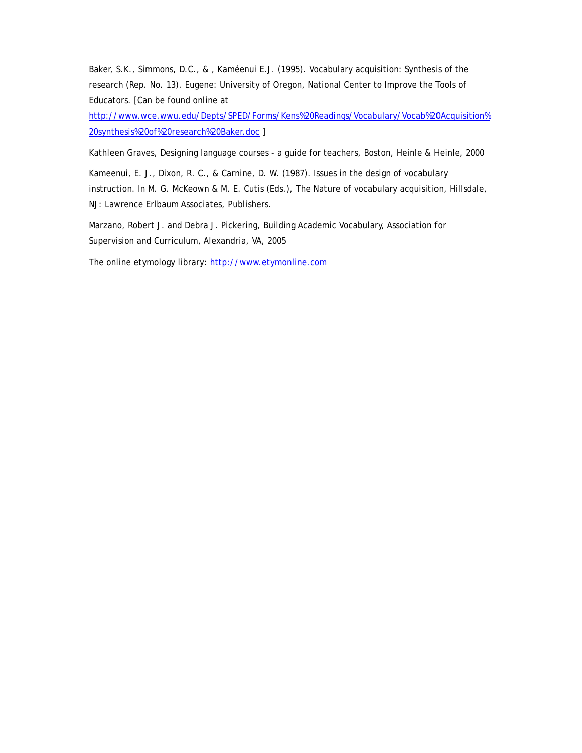Baker, S.K., Simmons, D.C., & , Kaméenui E.J. (1995). Vocabulary acquisition: Synthesis of the research (Rep. No. 13). Eugene: University of Oregon, National Center to Improve the Tools of Educators. [Can be found online at http://www.wce.wwu.edu/Depts/SPED/Forms/Kens%20Readings/Vocabulary/Vocab%20Acquisition%20synthesis%20of%20research%20Baker.doc ]

Kathleen Graves, Designing language courses - a guide for teachers, Boston, Heinle & Heinle, 2000

Kameenui, E. J., Dixon, R. C., & Carnine, D. W. (1987). Issues in the design of vocabulary instruction. In M. G. McKeown & M. E. Cutis (Eds.), The Nature of vocabulary acquisition, Hillsdale, NJ: Lawrence Erlbaum Associates, Publishers.

Marzano, Robert J. and Debra J. Pickering, Building Academic Vocabulary, Association for Supervision and Curriculum, Alexandria, VA, 2005

The online etymology library: http://www.etymonline.com